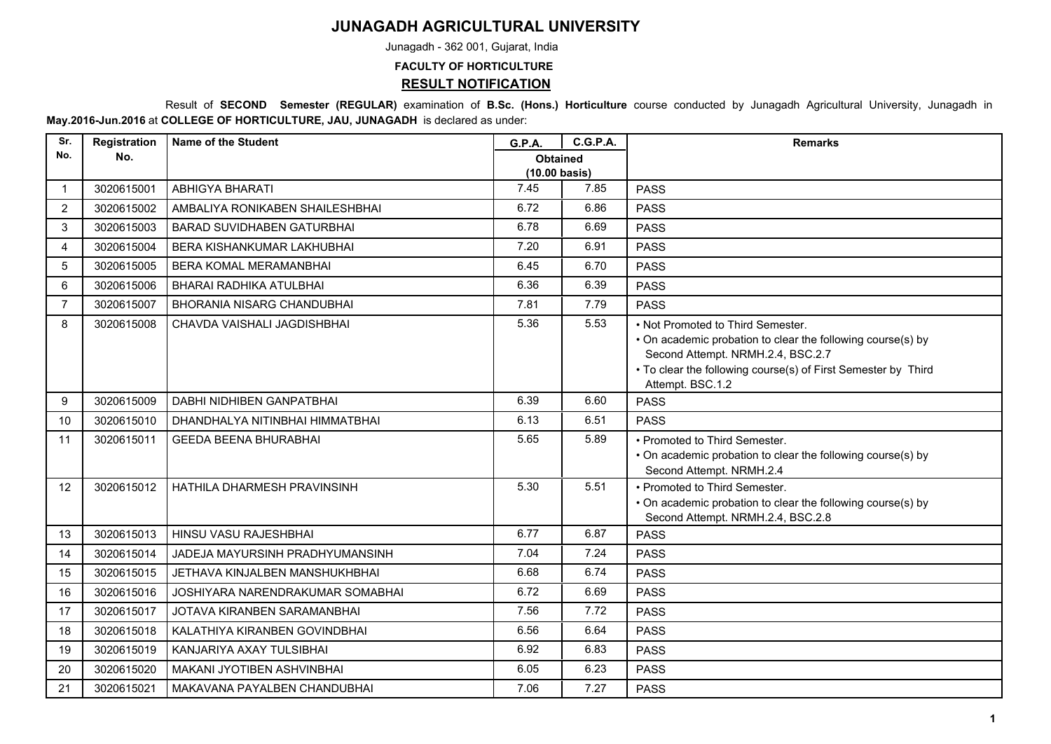# JUNAGADH AGRICULTURAL UNIVERSITY

Junagadh - 362 001, Gujarat, India

**FACULTY OF HORTICULTURE**

## RESULT NOTIFICATION

Result of **SECOND Semester (REGULAR)** examination of **B.Sc. (Hons.) Horticulture** course conducted by Junagadh Agricultural University, Junagadh in **May.2016-Jun.2016** at **COLLEGE OF HORTICULTURE, JAU, JUNAGADH** is declared as under:

| Sr. No. | Registration No. | Name of the Student | G.P.A. | C.G.P.A. | Remarks |
|---|---|---|---|---|---|
| | | | Obtained (10.00 basis) | | |
| 1 | 3020615001 | ABHIGYA BHARATI | 7.45 | 7.85 | PASS |
| 2 | 3020615002 | AMBALIYA RONIKABEN SHAILESHBHAI | 6.72 | 6.86 | PASS |
| 3 | 3020615003 | BARAD SUVIDHABEN GATURBHAI | 6.78 | 6.69 | PASS |
| 4 | 3020615004 | BERA KISHANKUMAR LAKHUBHAI | 7.20 | 6.91 | PASS |
| 5 | 3020615005 | BERA KOMAL MERAMANBHAI | 6.45 | 6.70 | PASS |
| 6 | 3020615006 | BHARAI RADHIKA ATULBHAI | 6.36 | 6.39 | PASS |
| 7 | 3020615007 | BHORANIA NISARG CHANDUBHAI | 7.81 | 7.79 | PASS |
| 8 | 3020615008 | CHAVDA VAISHALI JAGDISHBHAI | 5.36 | 5.53 | • Not Promoted to Third Semester. • On academic probation to clear the following course(s) by Second Attempt. NRMH.2.4, BSC.2.7 • To clear the following course(s) of First Semester by Third Attempt. BSC.1.2 |
| 9 | 3020615009 | DABHI NIDHIBEN GANPATBHAI | 6.39 | 6.60 | PASS |
| 10 | 3020615010 | DHANDHALYA NITINBHAI HIMMATBHAI | 6.13 | 6.51 | PASS |
| 11 | 3020615011 | GEEDA BEENA BHURABHAI | 5.65 | 5.89 | • Promoted to Third Semester. • On academic probation to clear the following course(s) by Second Attempt. NRMH.2.4 |
| 12 | 3020615012 | HATHILA DHARMESH PRAVINSINH | 5.30 | 5.51 | • Promoted to Third Semester. • On academic probation to clear the following course(s) by Second Attempt. NRMH.2.4, BSC.2.8 |
| 13 | 3020615013 | HINSU VASU RAJESHBHAI | 6.77 | 6.87 | PASS |
| 14 | 3020615014 | JADEJA MAYURSINH PRADHYUMANSINH | 7.04 | 7.24 | PASS |
| 15 | 3020615015 | JETHAVA KINJALBEN MANSHUKHBHAI | 6.68 | 6.74 | PASS |
| 16 | 3020615016 | JOSHIYARA NARENDRAKUMAR SOMABHAI | 6.72 | 6.69 | PASS |
| 17 | 3020615017 | JOTAVA KIRANBEN SARAMANBHAI | 7.56 | 7.72 | PASS |
| 18 | 3020615018 | KALATHIYA KIRANBEN GOVINDBHAI | 6.56 | 6.64 | PASS |
| 19 | 3020615019 | KANJARIYA AXAY TULSIBHAI | 6.92 | 6.83 | PASS |
| 20 | 3020615020 | MAKANI JYOTIBEN ASHVINBHAI | 6.05 | 6.23 | PASS |
| 21 | 3020615021 | MAKAVANA PAYALBEN CHANDUBHAI | 7.06 | 7.27 | PASS |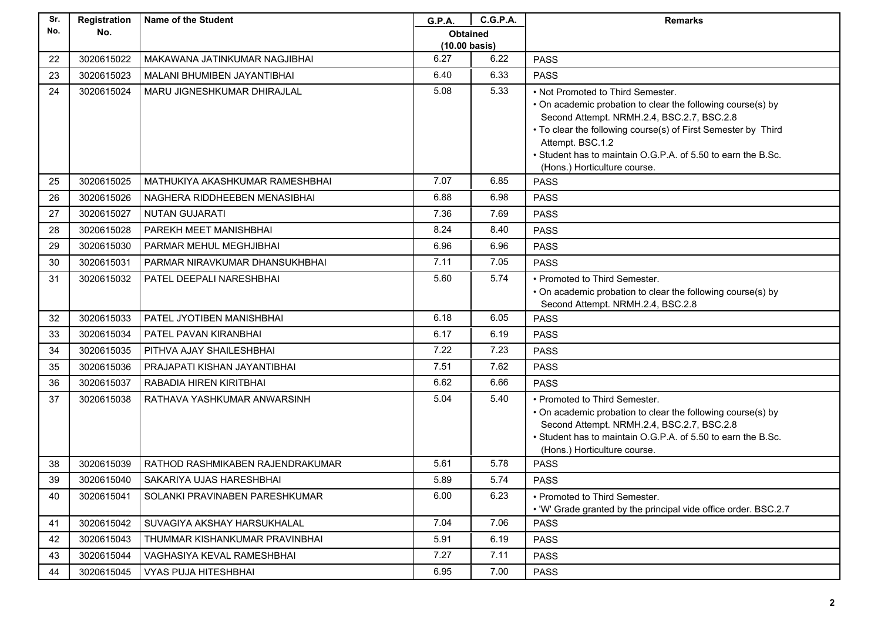| Sr. No. | Registration No. | Name of the Student | G.P.A. | C.G.P.A. | Remarks |
|---|---|---|---|---|---|
| | | | Obtained (10.00 basis) | | |
| 22 | 3020615022 | MAKAWANA JATINKUMAR NAGJIBHAI | 6.27 | 6.22 | PASS |
| 23 | 3020615023 | MALANI BHUMIBEN JAYANTIBHAI | 6.40 | 6.33 | PASS |
| 24 | 3020615024 | MARU JIGNESHKUMAR DHIRAJLAL | 5.08 | 5.33 | • Not Promoted to Third Semester.<br>• On academic probation to clear the following course(s) by Second Attempt. NRMH.2.4, BSC.2.7, BSC.2.8<br>• To clear the following course(s) of First Semester by Third Attempt. BSC.1.2<br>• Student has to maintain O.G.P.A. of 5.50 to earn the B.Sc. (Hons.) Horticulture course. |
| 25 | 3020615025 | MATHUKIYA AKASHKUMAR RAMESHBHAI | 7.07 | 6.85 | PASS |
| 26 | 3020615026 | NAGHERA RIDDHEEBEN MENASIBHAI | 6.88 | 6.98 | PASS |
| 27 | 3020615027 | NUTAN GUJARATI | 7.36 | 7.69 | PASS |
| 28 | 3020615028 | PAREKH MEET MANISHBHAI | 8.24 | 8.40 | PASS |
| 29 | 3020615030 | PARMAR MEHUL MEGHJIBHAI | 6.96 | 6.96 | PASS |
| 30 | 3020615031 | PARMAR NIRAVKUMAR DHANSUKHBHAI | 7.11 | 7.05 | PASS |
| 31 | 3020615032 | PATEL DEEPALI NARESHBHAI | 5.60 | 5.74 | • Promoted to Third Semester.<br>• On academic probation to clear the following course(s) by Second Attempt. NRMH.2.4, BSC.2.8 |
| 32 | 3020615033 | PATEL JYOTIBEN MANISHBHAI | 6.18 | 6.05 | PASS |
| 33 | 3020615034 | PATEL PAVAN KIRANBHAI | 6.17 | 6.19 | PASS |
| 34 | 3020615035 | PITHVA AJAY SHAILESHBHAI | 7.22 | 7.23 | PASS |
| 35 | 3020615036 | PRAJAPATI KISHAN JAYANTIBHAI | 7.51 | 7.62 | PASS |
| 36 | 3020615037 | RABADIA HIREN KIRITBHAI | 6.62 | 6.66 | PASS |
| 37 | 3020615038 | RATHAVA YASHKUMAR ANWARSINH | 5.04 | 5.40 | • Promoted to Third Semester.<br>• On academic probation to clear the following course(s) by Second Attempt. NRMH.2.4, BSC.2.7, BSC.2.8<br>• Student has to maintain O.G.P.A. of 5.50 to earn the B.Sc. (Hons.) Horticulture course. |
| 38 | 3020615039 | RATHOD RASHMIKABEN RAJENDRAKUMAR | 5.61 | 5.78 | PASS |
| 39 | 3020615040 | SAKARIYA UJAS HARESHBHAI | 5.89 | 5.74 | PASS |
| 40 | 3020615041 | SOLANKI PRAVINABEN PARESHKUMAR | 6.00 | 6.23 | • Promoted to Third Semester.<br>• 'W' Grade granted by the principal vide office order. BSC.2.7 |
| 41 | 3020615042 | SUVAGIYA AKSHAY HARSUKHALAL | 7.04 | 7.06 | PASS |
| 42 | 3020615043 | THUMMAR KISHANKUMAR PRAVINBHAI | 5.91 | 6.19 | PASS |
| 43 | 3020615044 | VAGHASIYA KEVAL RAMESHBHAI | 7.27 | 7.11 | PASS |
| 44 | 3020615045 | VYAS PUJA HITESHBHAI | 6.95 | 7.00 | PASS |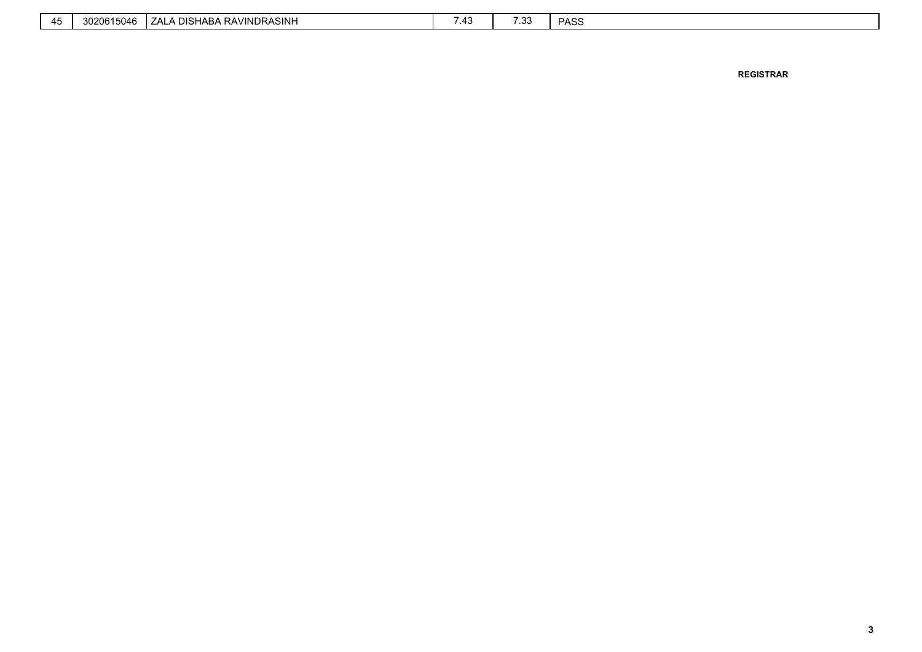| | | | | | |
|---|---|---|---|---|---|
| 45 | 3020615046 | ZALA DISHABA RAVINDRASINH | 7.43 | 7.33 | PASS |

**REGISTRAR**